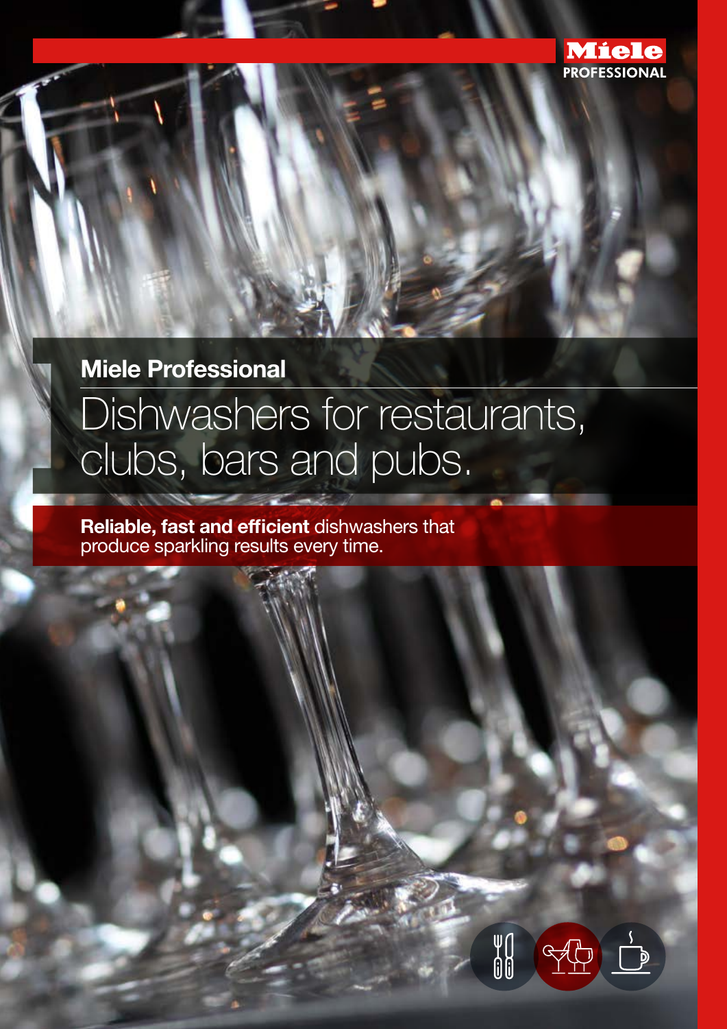Miele PROFESSIONAL

**Miele Professional**

# Dishwashers for restaurants, clubs, bars and pubs.

**Reliable, fast and efficient** dishwashers that produce sparkling results every time.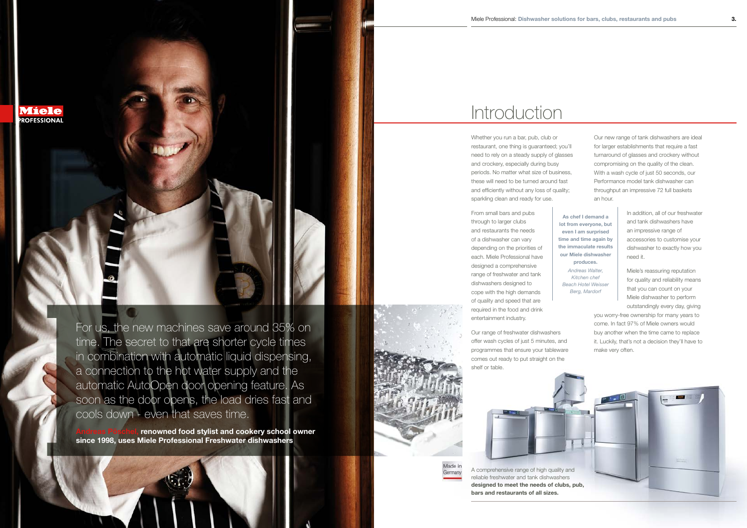# Introduction

Whether you run a bar, pub, club or restaurant, one thing is guaranteed; you'll need to rely on a steady supply of glasses and crockery, especially during busy periods. No matter what size of business, these will need to be turned around fast and efficiently without any loss of quality; sparkling clean and ready for use.

From small bars and pubs through to larger clubs and restaurants the needs of a dishwasher can vary depending on the priorities of each. Miele Professional have designed a comprehensive range of freshwater and tank dishwashers designed to cope with the high demands of quality and speed that are required in the food and drink entertainment industry.

**As chef I demand a lot from everyone, but even I am surprised time and time again by the immaculate results our Miele dishwasher produces.**

*Andreas Walter, Kitchen chef Beach Hotel Weisser Berg, Mardorf*

Our range of freshwater dishwashers offer wash cycles of just 5 minutes, and programmes that ensure your tableware comes out ready to put straight on the shelf or table.

Our new range of tank dishwashers are ideal for larger establishments that require a fast turnaround of glasses and crockery without compromising on the quality of the clean. With a wash cycle of just 50 seconds, our Performance model tank dishwasher can throughput an impressive 72 full baskets an hour.

In addition, all of our freshwater and tank dishwashers have an impressive range of accessories to customise your dishwasher to exactly how you need it.

Miele's reassuring reputation for quality and reliability means that you can count on your Miele dishwasher to perform outstandingly every day, giving you worry-free ownership for many years to come. In fact 97% of Miele owners would buy another when the time came to replace it. Luckily, that's not a decision they'll have to make very often.

For us, the new machines save around 35% on time. The secret to that are shorter cycle times in combination with automatic liquid dispensing, a connection to the hot water supply and the automatic AutoOpen door opening feature. As soon as the door opens, the load dries fast and cools down - even that saves time.

**Andreas Pöschel, renowned food stylist and cookery school owner since 1998, uses Miele Professional Freshwater dishwashers**

Made in Germany

A comprehensive range of high quality and reliable freshwater and tank dishwashers **designed to meet the needs of clubs, pub, bars and restaurants of all sizes.**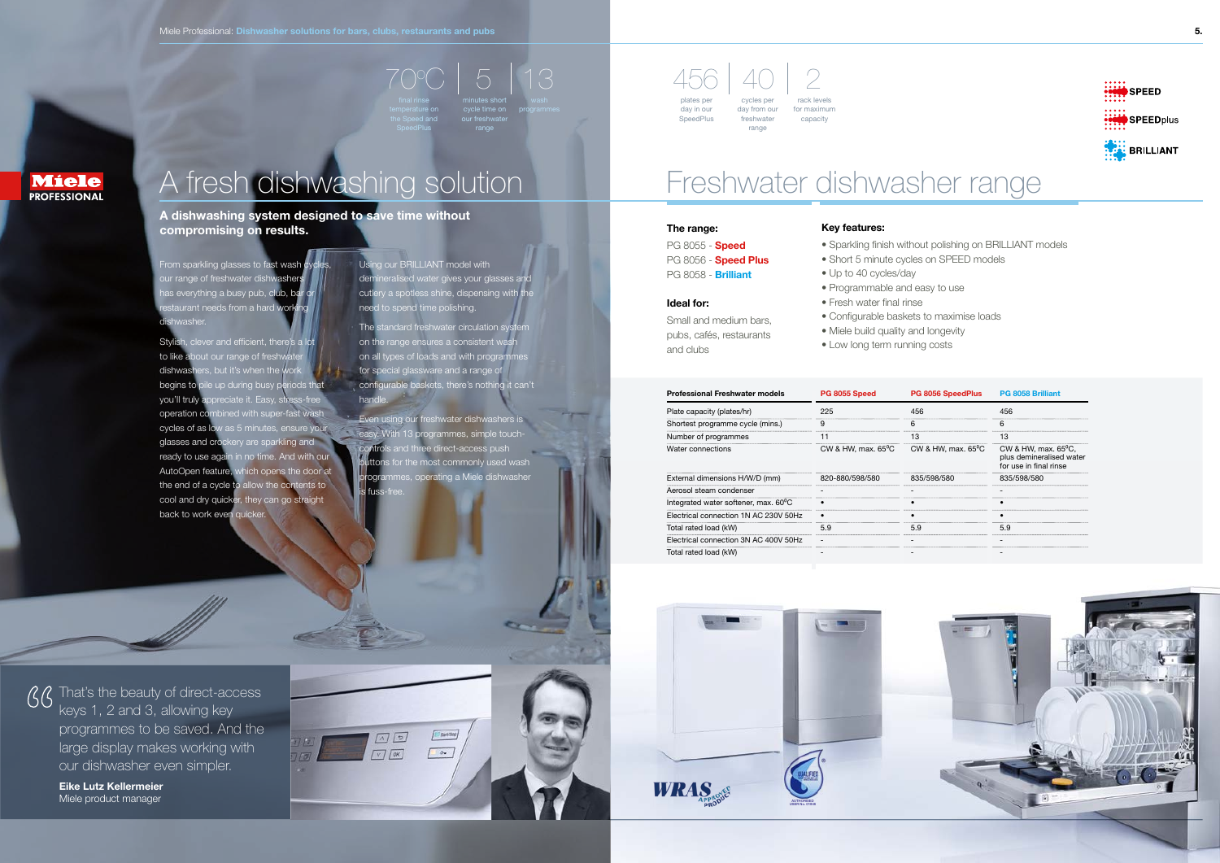70°C | 5 | 13

final rinse temperature on the Speed and SpeedPlus | minutes short cycle time on our freshwater range | wash programmes

# A fresh dishwashing solution

**A dishwashing system designed to save time without compromising on results.**

From sparkling glasses to fast wash cycles, our range of freshwater dishwashers has everything a busy pub, club, bar or restaurant needs from a hard working dishwasher.

Stylish, clever and efficient, there's a lot to like about our range of freshwater dishwashers, but it's when the work begins to pile up during busy periods that you'll truly appreciate it. Easy, stress-free operation combined with super-fast wash cycles of as low as 5 minutes, ensure your glasses and crockery are sparkling and ready to use again in no time. And with our AutoOpen feature, which opens the door at the end of a cycle to allow the contents to cool and dry quicker, they can go straight back to work even quicker.

Using our BRILLIANT model with demineralised water gives your glasses and cutlery a spotless shine, dispensing with the need to spend time polishing.

The standard freshwater circulation system on the range ensures a consistent wash on all types of loads and with programmes for special glassware and a range of configurable baskets, there's nothing it can't handle.

Even using our freshwater dishwashers is easy. With 13 programmes, simple touch-controls and three direct-access push buttons for the most commonly used wash programmes, operating a Miele dishwasher is fuss-free.

> That's the beauty of direct-access keys 1, 2 and 3, allowing key programmes to be saved. And the large display makes working with our dishwasher even simpler.
>
> **Eike Lutz Kellermeier**
> Miele product manager

456 | 40 | 2

plates per day in our SpeedPlus | cycles per day from our freshwater range | rack levels for maximum capacity

SPEED
SPEEDplus
BRILLIANT

# Freshwater dishwasher range

**The range:**

PG 8055 - **Speed**
PG 8056 - **Speed Plus**
PG 8058 - **Brilliant**

**Ideal for:**

Small and medium bars, pubs, cafés, restaurants and clubs

**Key features:**

- Sparkling finish without polishing on BRILLIANT models
- Short 5 minute cycles on SPEED models
- Up to 40 cycles/day
- Programmable and easy to use
- Fresh water final rinse
- Configurable baskets to maximise loads
- Miele build quality and longevity
- Low long term running costs

| Professional Freshwater models | PG 8055 Speed | PG 8056 SpeedPlus | PG 8058 Brilliant |
|---|---|---|---|
| Plate capacity (plates/hr) | 225 | 456 | 456 |
| Shortest programme cycle (mins.) | 9 | 6 | 6 |
| Number of programmes | 11 | 13 | 13 |
| Water connections | CW & HW, max. 65°C | CW & HW, max. 65°C | CW & HW, max. 65°C, plus demineralised water for use in final rinse |
| External dimensions H/W/D (mm) | 820-880/598/580 | 835/598/580 | 835/598/580 |
| Aerosol steam condenser | - | - | - |
| Integrated water softener, max. 60°C | • | • | • |
| Electrical connection 1N AC 230V 50Hz | • | • | • |
| Total rated load (kW) | 5.9 | 5.9 | 5.9 |
| Electrical connection 3N AC 400V 50Hz | - | - | - |
| Total rated load (kW) | - | - | - |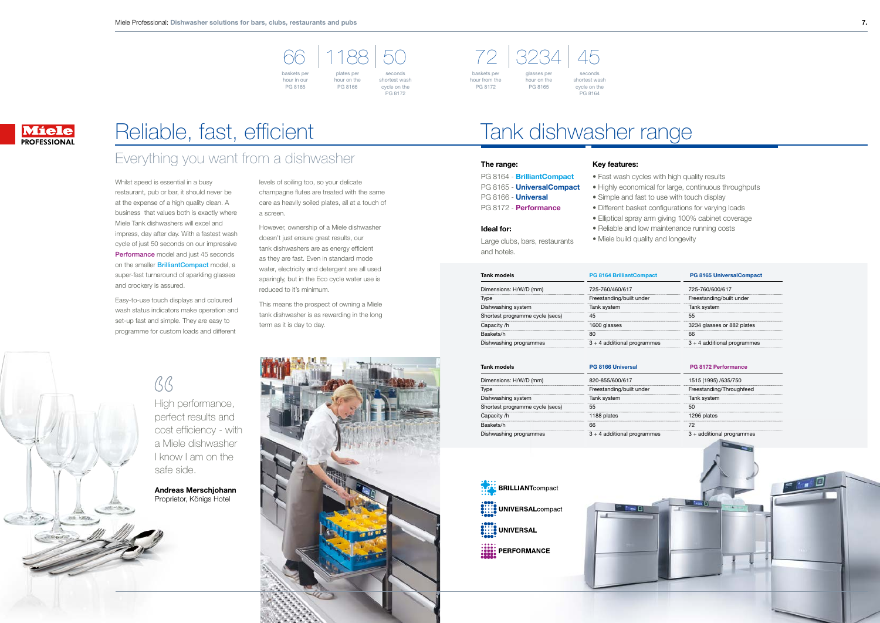66 baskets per hour in our PG 8165 | 1188 plates per hour on the PG 8166 | 50 seconds shortest wash cycle on the PG 8172

72 baskets per hour from the PG 8172 | 3234 glasses per hour on the PG 8165 | 45 seconds shortest wash cycle on the PG 8164

# Reliable, fast, efficient

## Everything you want from a dishwasher

Whilst speed is essential in a busy restaurant, pub or bar, it should never be at the expense of a high quality clean. A business that values both is exactly where Miele Tank dishwashers will excel and impress, day after day. With a fastest wash cycle of just 50 seconds on our impressive **Performance** model and just 45 seconds on the smaller **BrilliantCompact** model, a super-fast turnaround of sparkling glasses and crockery is assured.

Easy-to-use touch displays and coloured wash status indicators make operation and set-up fast and simple. They are easy to programme for custom loads and different levels of soiling too, so your delicate champagne flutes are treated with the same care as heavily soiled plates, all at a touch of a screen.

However, ownership of a Miele dishwasher doesn't just ensure great results, our tank dishwashers are as energy efficient as they are fast. Even in standard mode water, electricity and detergent are all used sparingly, but in the Eco cycle water use is reduced to it's minimum.

This means the prospect of owning a Miele tank dishwasher is as rewarding in the long term as it is day to day.

> High performance, perfect results and cost efficiency - with a Miele dishwasher I know I am on the safe side.
>
> **Andreas Merschjohann**
> Proprietor, Königs Hotel

# Tank dishwasher range

**The range:**

PG 8164 - **BrilliantCompact**
PG 8165 - **UniversalCompact**
PG 8166 - **Universal**
PG 8172 - **Performance**

**Ideal for:**

Large clubs, bars, restaurants and hotels.

**Key features:**

- Fast wash cycles with high quality results
- Highly economical for large, continuous throughputs
- Simple and fast to use with touch display
- Different basket configurations for varying loads
- Elliptical spray arm giving 100% cabinet coverage
- Reliable and low maintenance running costs
- Miele build quality and longevity

| Tank models | PG 8164 BrilliantCompact | PG 8165 UniversalCompact |
|---|---|---|
| Dimensions: H/W/D (mm) | 725-760/460/617 | 725-760/600/617 |
| Type | Freestanding/built under | Freestanding/built under |
| Dishwashing system | Tank system | Tank system |
| Shortest programme cycle (secs) | 45 | 55 |
| Capacity /h | 1600 glasses | 3234 glasses or 882 plates |
| Baskets/h | 80 | 66 |
| Dishwashing programmes | 3 + 4 additional programmes | 3 + 4 additional programmes |

| Tank models | PG 8166 Universal | PG 8172 Performance |
|---|---|---|
| Dimensions: H/W/D (mm) | 820-855/600/617 | 1515 (1995) /635/750 |
| Type | Freestanding/built under | Freestanding/Throughfeed |
| Dishwashing system | Tank system | Tank system |
| Shortest programme cycle (secs) | 55 | 50 |
| Capacity /h | 1188 plates | 1296 plates |
| Baskets/h | 66 | 72 |
| Dishwashing programmes | 3 + 4 additional programmes | 3 + additional programmes |

BRILLIANTcompact
UNIVERSALcompact
UNIVERSAL
PERFORMANCE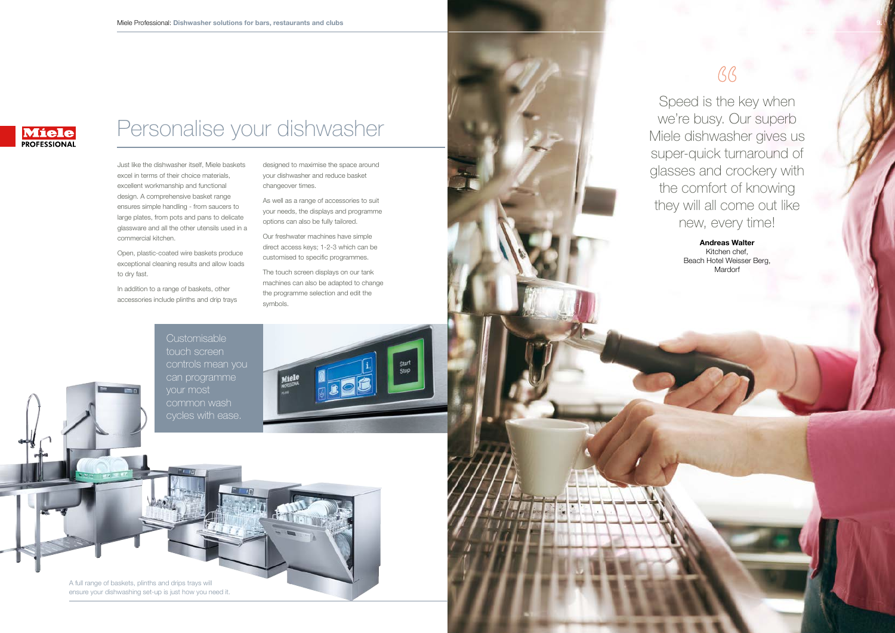# Personalise your dishwasher

Just like the dishwasher itself, Miele baskets excel in terms of their choice materials, excellent workmanship and functional design. A comprehensive basket range ensures simple handling - from saucers to large plates, from pots and pans to delicate glassware and all the other utensils used in a commercial kitchen.

Open, plastic-coated wire baskets produce exceptional cleaning results and allow loads to dry fast.

In addition to a range of baskets, other accessories include plinths and drip trays designed to maximise the space around your dishwasher and reduce basket changeover times.

As well as a range of accessories to suit your needs, the displays and programme options can also be fully tailored.

Our freshwater machines have simple direct access keys; 1-2-3 which can be customised to specific programmes.

The touch screen displays on our tank machines can also be adapted to change the programme selection and edit the symbols.

Customisable touch screen controls mean you can programme your most common wash cycles with ease.

A full range of baskets, plinths and drips trays will ensure your dishwashing set-up is just how you need it.

> Speed is the key when we're busy. Our superb Miele dishwasher gives us super-quick turnaround of glasses and crockery with the comfort of knowing they will all come out like new, every time!

**Andreas Walter**
Kitchen chef,
Beach Hotel Weisser Berg,
Mardorf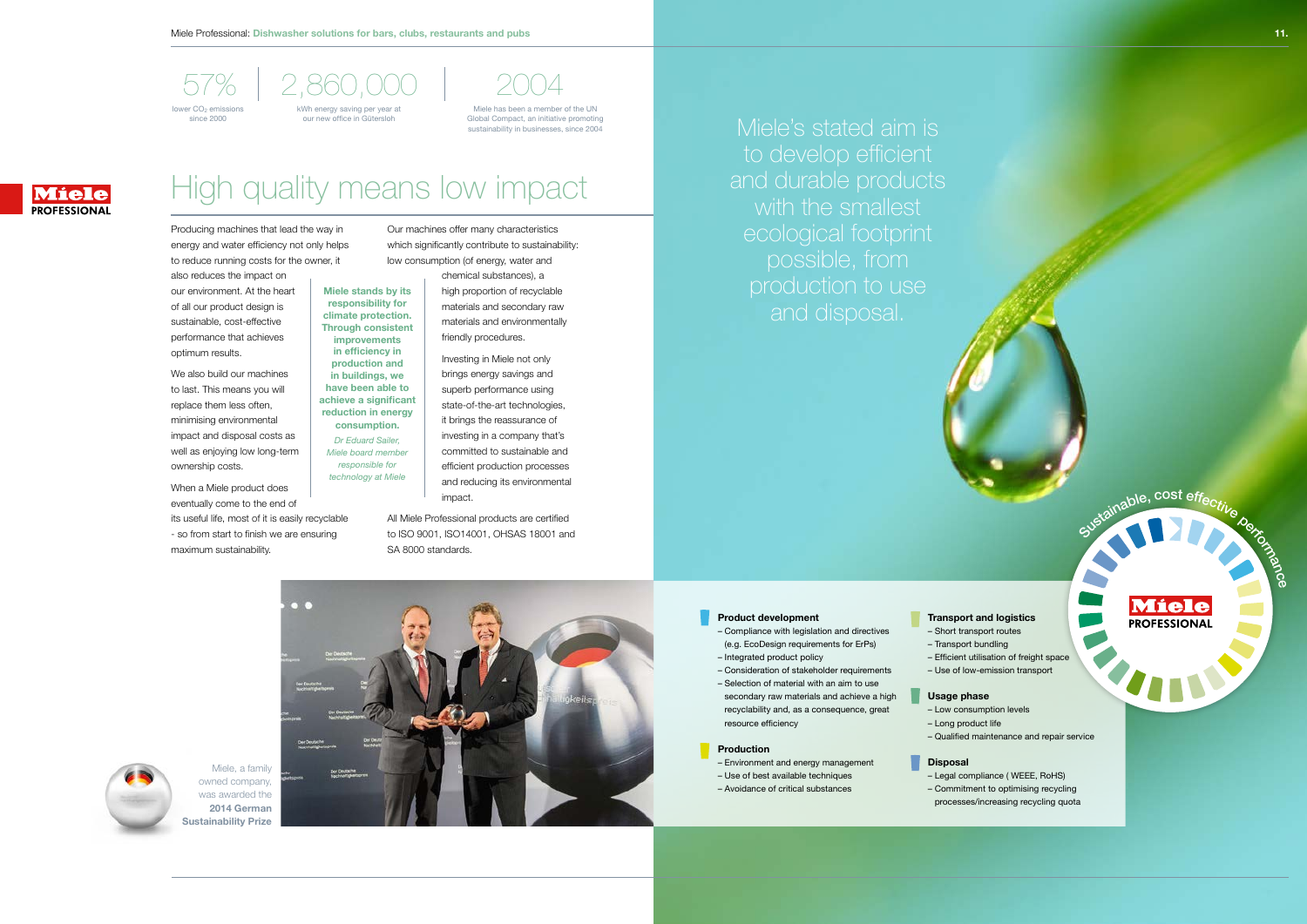57%
lower $CO_2$ emissions since 2000

2,860,000
kWh energy saving per year at our new office in Gütersloh

2004
Miele has been a member of the UN Global Compact, an initiative promoting sustainability in businesses, since 2004

# High quality means low impact

Producing machines that lead the way in energy and water efficiency not only helps to reduce running costs for the owner, it also reduces the impact on our environment. At the heart of all our product design is sustainable, cost-effective performance that achieves optimum results.

We also build our machines to last. This means you will replace them less often, minimising environmental impact and disposal costs as well as enjoying low long-term ownership costs.

When a Miele product does eventually come to the end of its useful life, most of it is easily recyclable - so from start to finish we are ensuring maximum sustainability.

**Miele stands by its responsibility for climate protection. Through consistent improvements in efficiency in production and in buildings, we have been able to achieve a significant reduction in energy consumption.**

*Dr Eduard Sailer, Miele board member responsible for technology at Miele*

Our machines offer many characteristics which significantly contribute to sustainability: low consumption (of energy, water and chemical substances), a high proportion of recyclable materials and secondary raw materials and environmentally friendly procedures.

Investing in Miele not only brings energy savings and superb performance using state-of-the-art technologies, it brings the reassurance of investing in a company that's committed to sustainable and efficient production processes and reducing its environmental impact.

All Miele Professional products are certified to ISO 9001, ISO14001, OHSAS 18001 and SA 8000 standards.

Miele, a family owned company, was awarded the **2014 German Sustainability Prize**

Miele's stated aim is to develop efficient and durable products with the smallest ecological footprint possible, from production to use and disposal.

Sustainable, cost effective performance

**Product development**
- Compliance with legislation and directives (e.g. EcoDesign requirements for ErPs)
- Integrated product policy
- Consideration of stakeholder requirements
- Selection of material with an aim to use secondary raw materials and achieve a high recyclability and, as a consequence, great resource efficiency

**Production**
- Environment and energy management
- Use of best available techniques
- Avoidance of critical substances

**Transport and logistics**
- Short transport routes
- Transport bundling
- Efficient utilisation of freight space
- Use of low-emission transport

**Usage phase**
- Low consumption levels
- Long product life
- Qualified maintenance and repair service

**Disposal**
- Legal compliance ( WEEE, RoHS)
- Commitment to optimising recycling processes/increasing recycling quota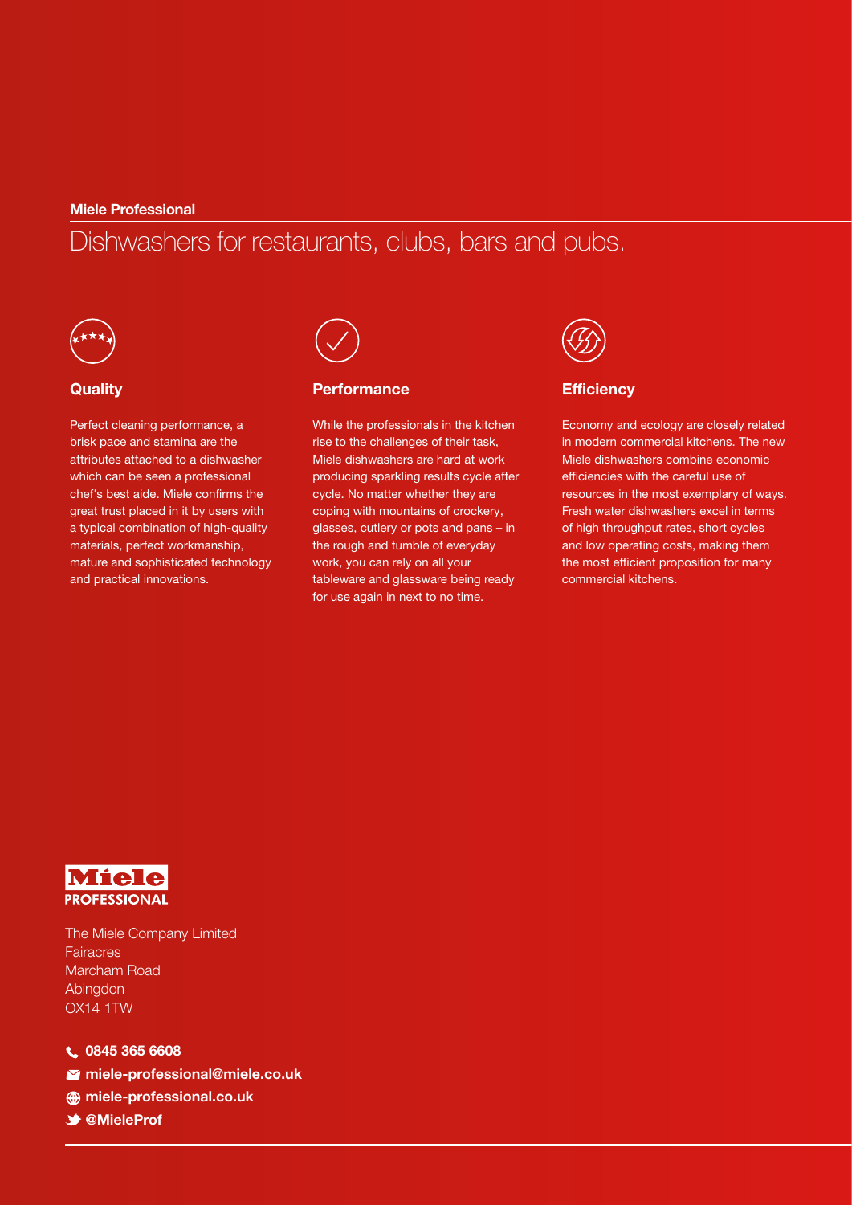**Miele Professional**

# Dishwashers for restaurants, clubs, bars and pubs.

### Quality

Perfect cleaning performance, a brisk pace and stamina are the attributes attached to a dishwasher which can be seen a professional chef's best aide. Miele confirms the great trust placed in it by users with a typical combination of high-quality materials, perfect workmanship, mature and sophisticated technology and practical innovations.

### Performance

While the professionals in the kitchen rise to the challenges of their task, Miele dishwashers are hard at work producing sparkling results cycle after cycle. No matter whether they are coping with mountains of crockery, glasses, cutlery or pots and pans – in the rough and tumble of everyday work, you can rely on all your tableware and glassware being ready for use again in next to no time.

### Efficiency

Economy and ecology are closely related in modern commercial kitchens. The new Miele dishwashers combine economic efficiencies with the careful use of resources in the most exemplary of ways. Fresh water dishwashers excel in terms of high throughput rates, short cycles and low operating costs, making them the most efficient proposition for many commercial kitchens.

Miele PROFESSIONAL

The Miele Company Limited
Fairacres
Marcham Road
Abingdon
OX14 1TW

**0845 365 6608**
**miele-professional@miele.co.uk**
**miele-professional.co.uk**
**@MieleProf**